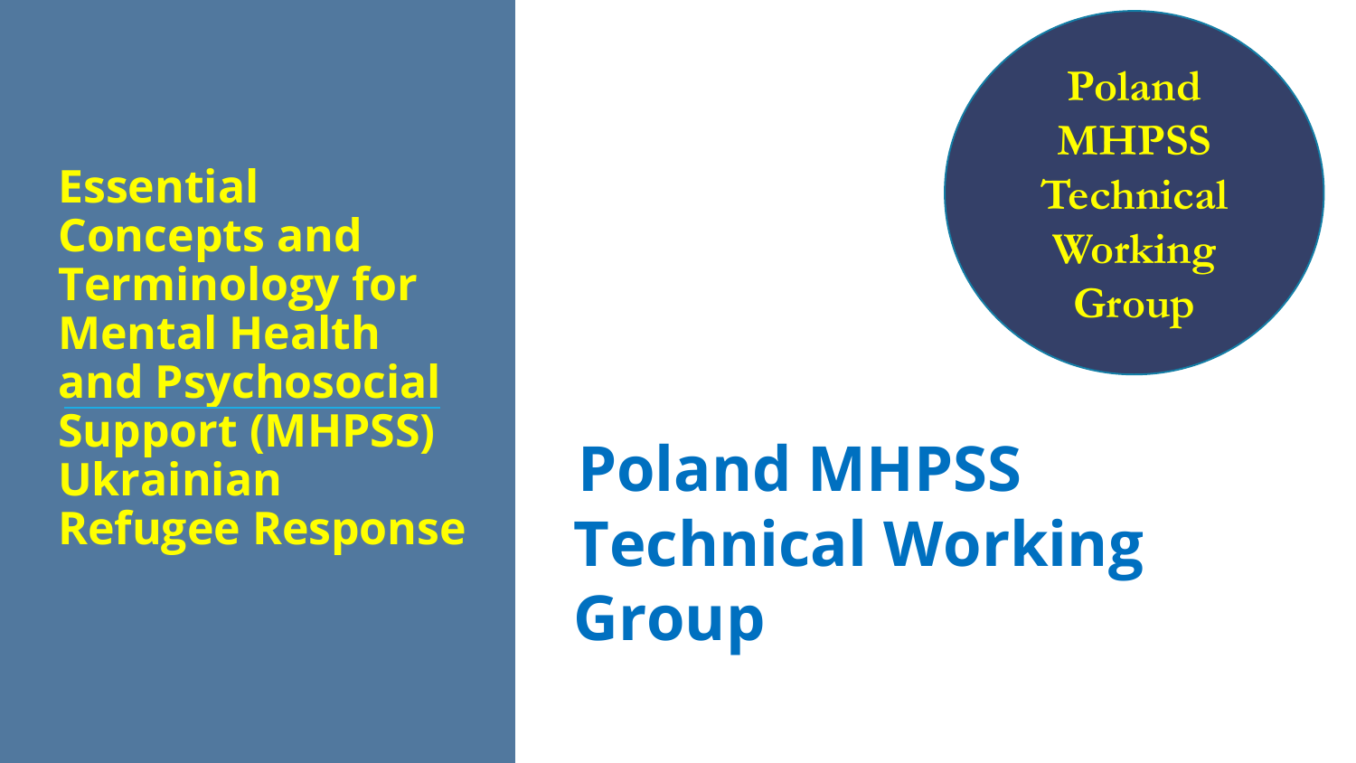# Essential Concepts and Terminology for Mental Health and Psychosocial Support (MHPSS) Ukrainian Refugee Response

Poland MHPSS Technical Working Group

## Poland MHPSS Technical Working Group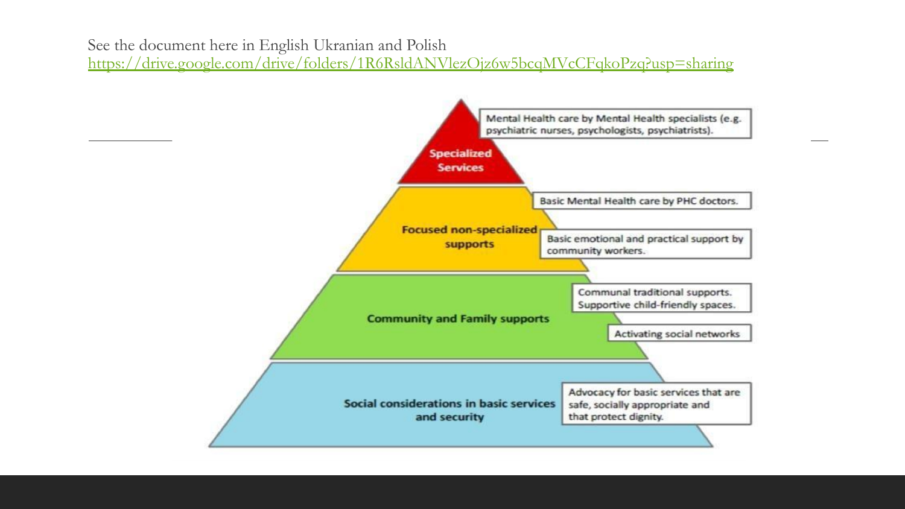See the document here in English Ukranian and Polish
https://drive.google.com/drive/folders/1R6RsldANVlezOjz6w5bcqMVcCFqkoPzq?usp=sharing

**Specialized Services**

Mental Health care by Mental Health specialists (e.g. psychiatric nurses, psychologists, psychiatrists).

**Focused non-specialized supports**

Basic Mental Health care by PHC doctors.

Basic emotional and practical support by community workers.

**Community and Family supports**

Communal traditional supports. Supportive child-friendly spaces.

Activating social networks

**Social considerations in basic services and security**

Advocacy for basic services that are safe, socially appropriate and that protect dignity.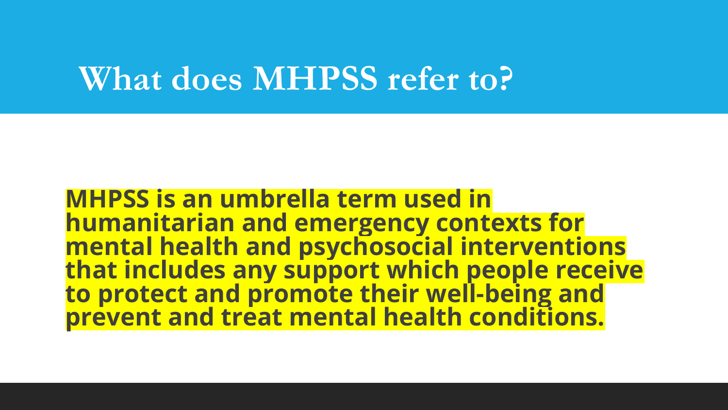# What does MHPSS refer to?

**MHPSS is an umbrella term used in humanitarian and emergency contexts for mental health and psychosocial interventions that includes any support which people receive to protect and promote their well-being and prevent and treat mental health conditions.**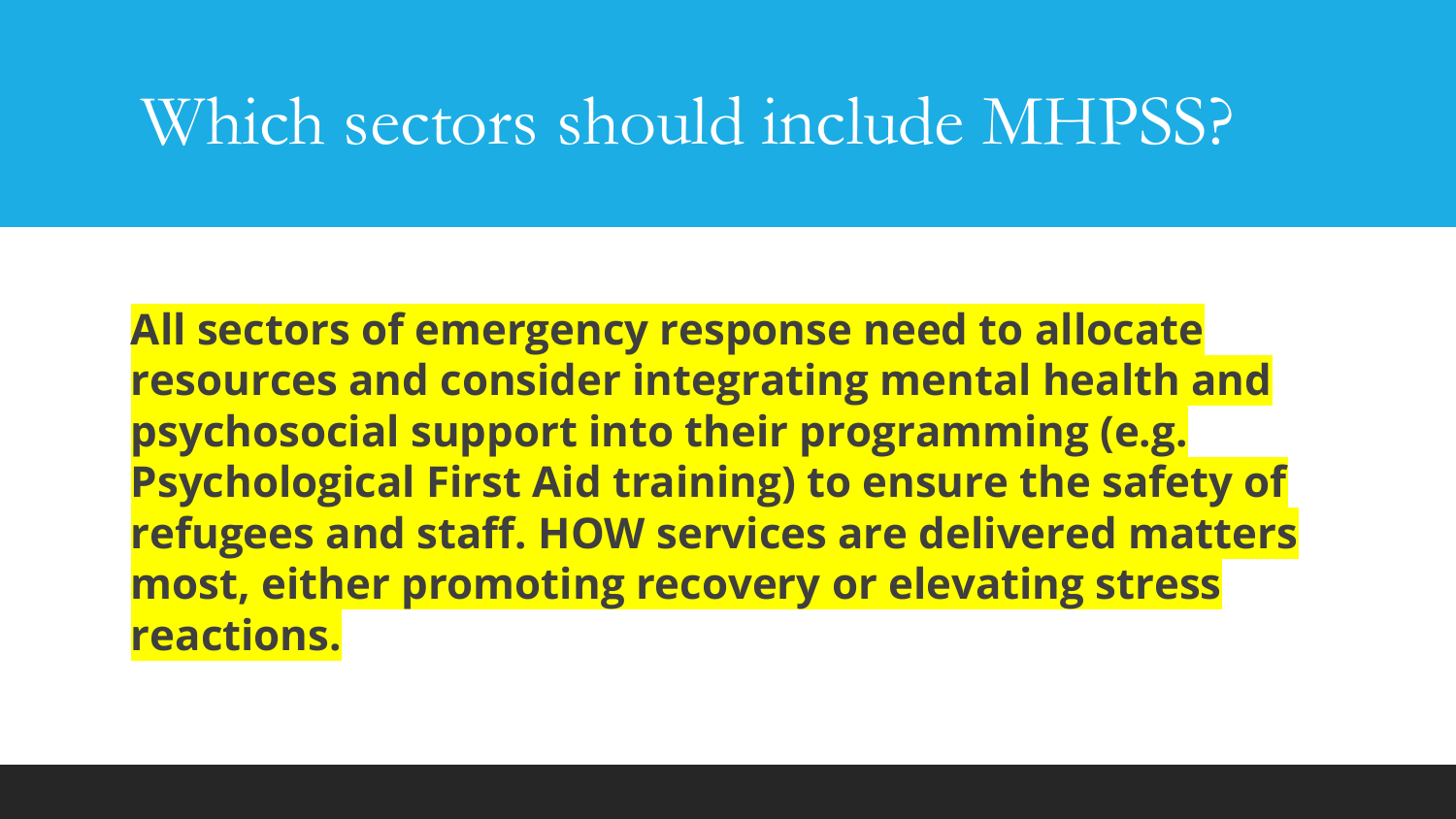# Which sectors should include MHPSS?

**All sectors of emergency response need to allocate resources and consider integrating mental health and psychosocial support into their programming (e.g. Psychological First Aid training) to ensure the safety of refugees and staff. HOW services are delivered matters most, either promoting recovery or elevating stress reactions.**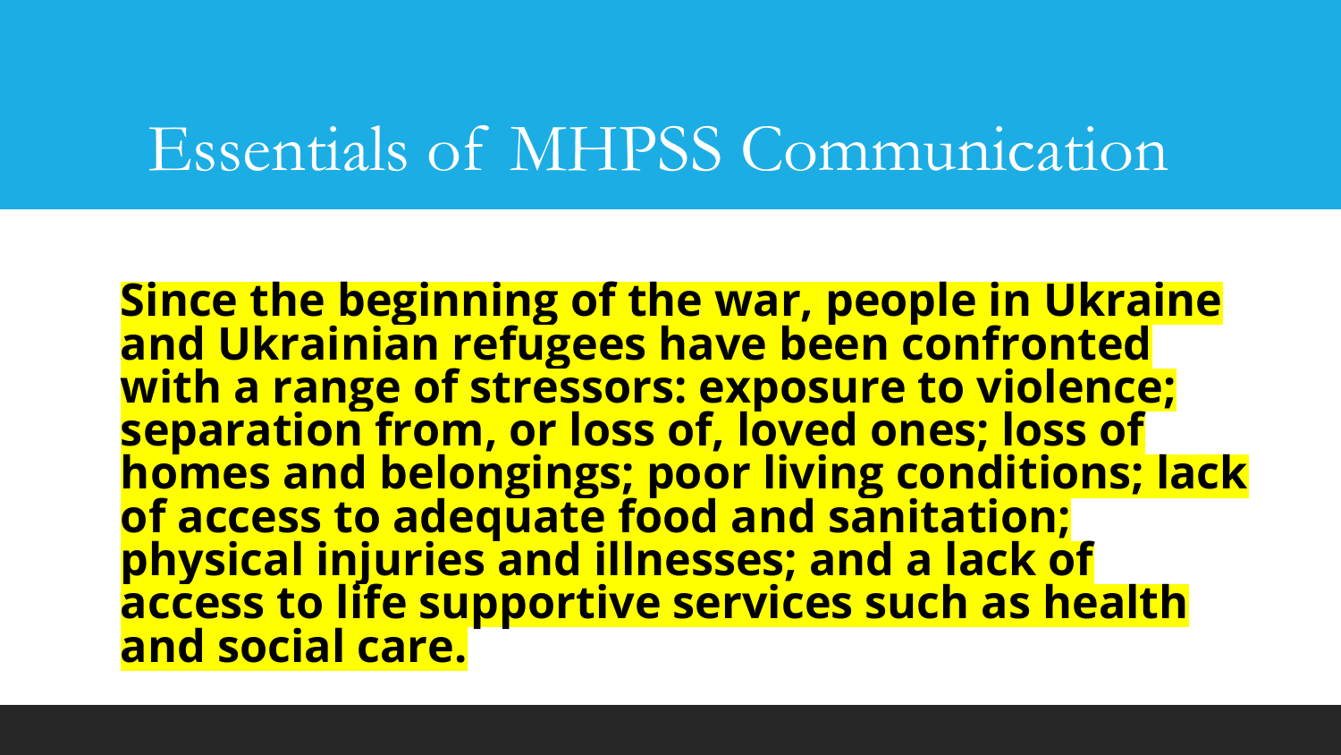# Essentials of MHPSS Communication

**Since the beginning of the war, people in Ukraine and Ukrainian refugees have been confronted with a range of stressors: exposure to violence; separation from, or loss of, loved ones; loss of homes and belongings; poor living conditions; lack of access to adequate food and sanitation; physical injuries and illnesses; and a lack of access to life supportive services such as health and social care.**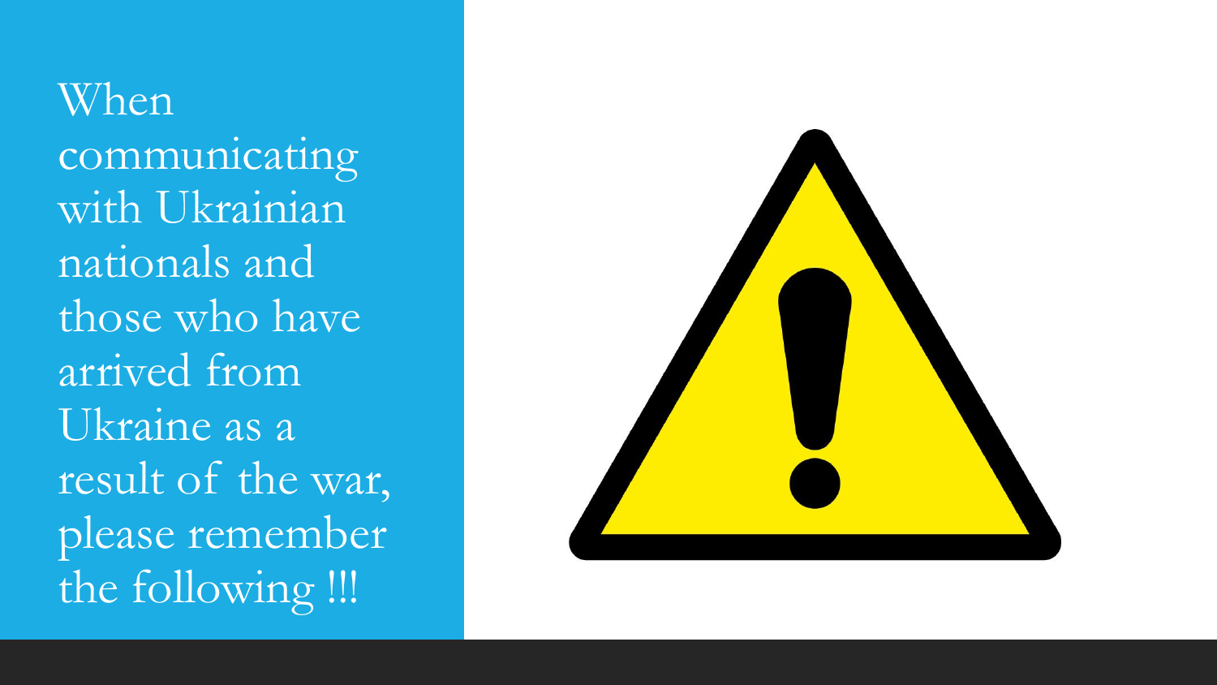When communicating with Ukrainian nationals and those who have arrived from Ukraine as a result of the war, please remember the following !!!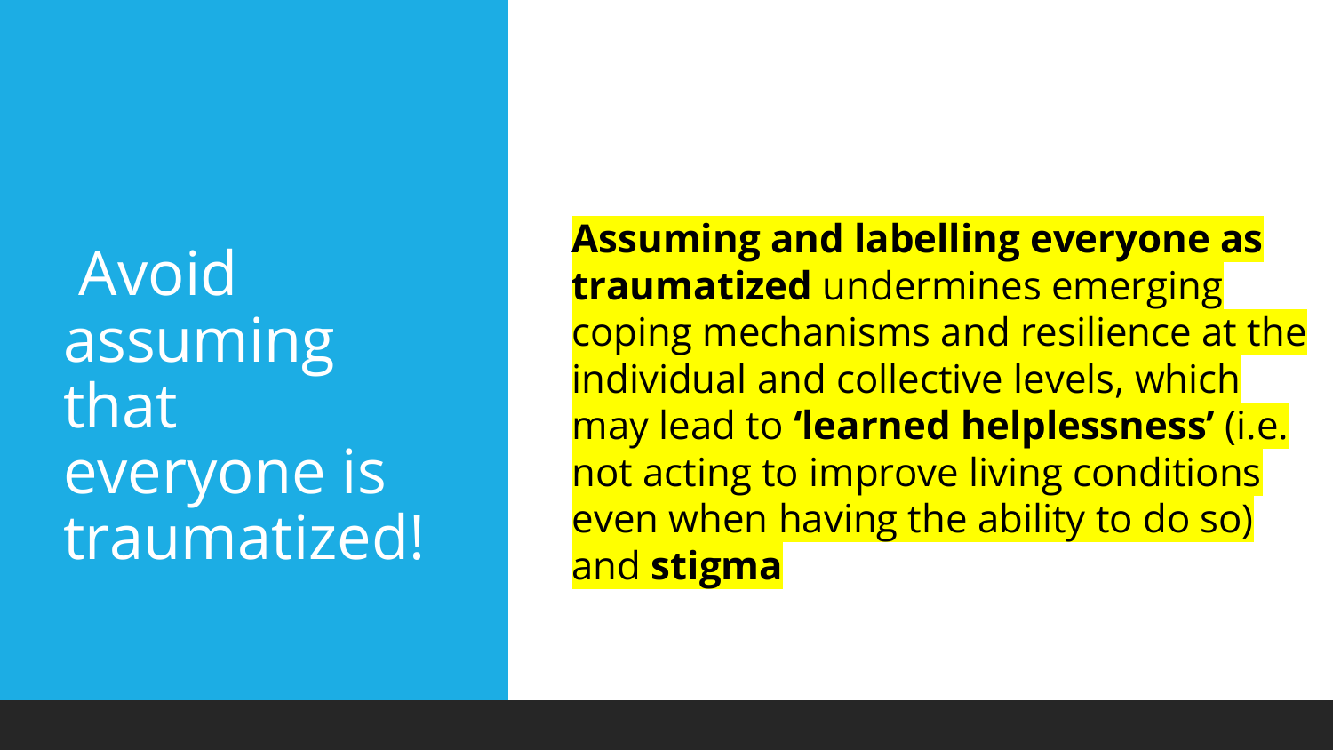# Avoid assuming that everyone is traumatized!

**Assuming and labelling everyone as traumatized** undermines emerging coping mechanisms and resilience at the individual and collective levels, which may lead to **'learned helplessness'** (i.e. not acting to improve living conditions even when having the ability to do so) and **stigma**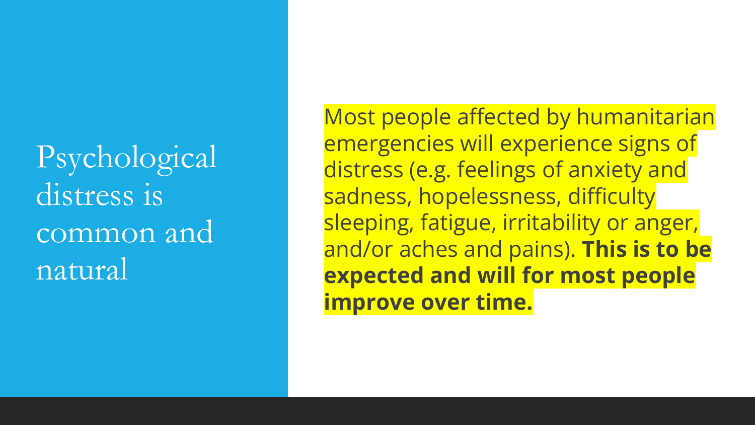# Psychological distress is common and natural

Most people affected by humanitarian emergencies will experience signs of distress (e.g. feelings of anxiety and sadness, hopelessness, difficulty sleeping, fatigue, irritability or anger, and/or aches and pains). **This is to be expected and will for most people improve over time.**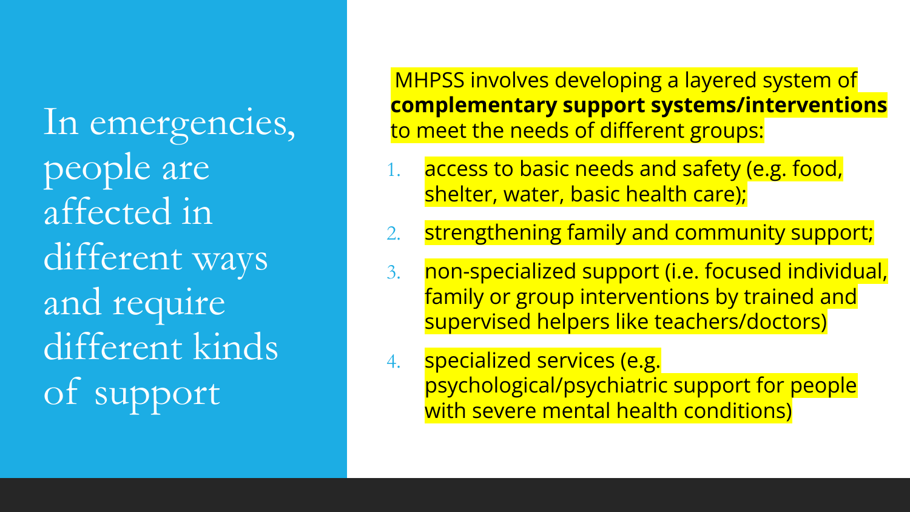# In emergencies, people are affected in different ways and require different kinds of support

MHPSS involves developing a layered system of **complementary support systems/interventions** to meet the needs of different groups:

1. access to basic needs and safety (e.g. food, shelter, water, basic health care);
2. strengthening family and community support;
3. non-specialized support (i.e. focused individual, family or group interventions by trained and supervised helpers like teachers/doctors)
4. specialized services (e.g. psychological/psychiatric support for people with severe mental health conditions)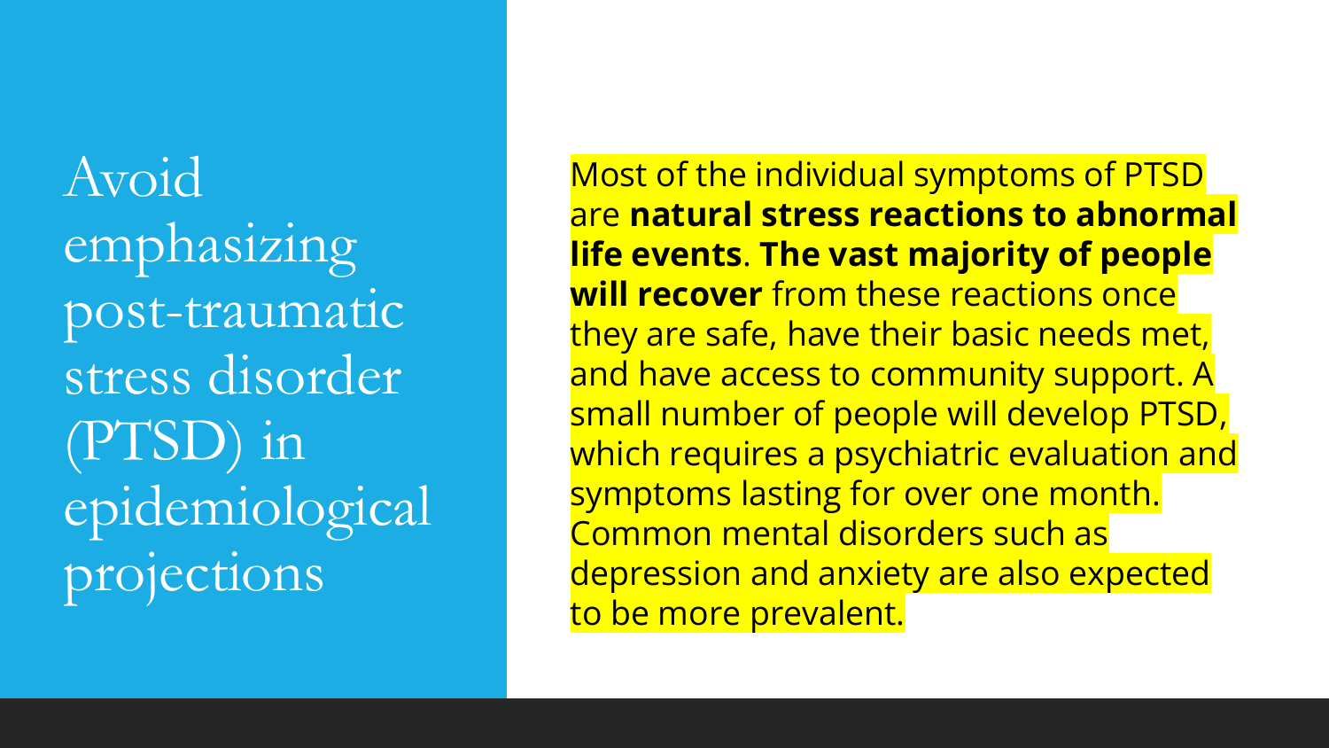# Avoid emphasizing post-traumatic stress disorder (PTSD) in epidemiological projections

Most of the individual symptoms of PTSD are **natural stress reactions to abnormal life events**. **The vast majority of people will recover** from these reactions once they are safe, have their basic needs met, and have access to community support. A small number of people will develop PTSD, which requires a psychiatric evaluation and symptoms lasting for over one month. Common mental disorders such as depression and anxiety are also expected to be more prevalent.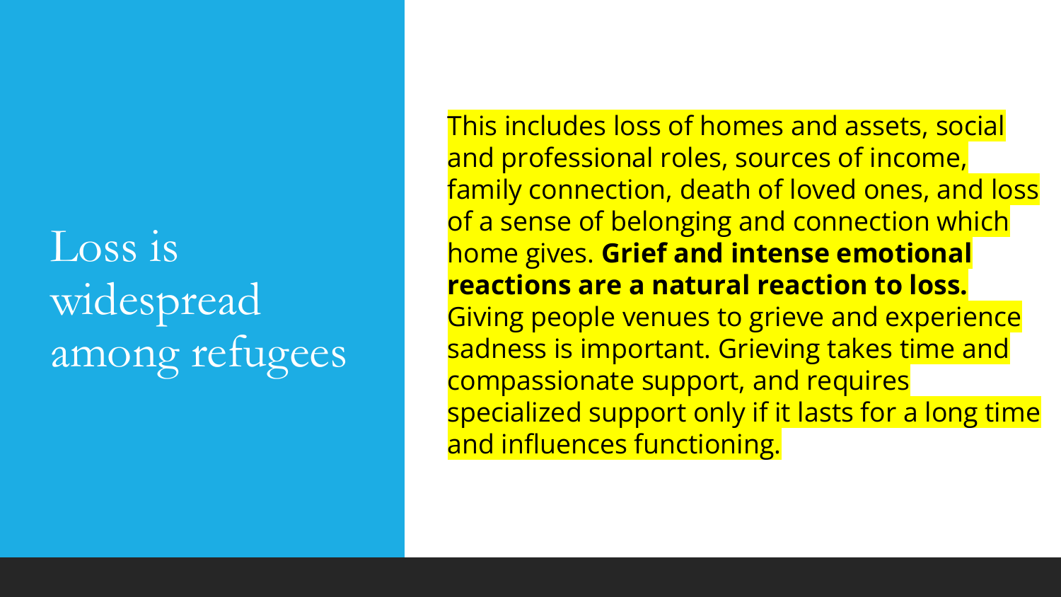# Loss is widespread among refugees

This includes loss of homes and assets, social and professional roles, sources of income, family connection, death of loved ones, and loss of a sense of belonging and connection which home gives. **Grief and intense emotional reactions are a natural reaction to loss.** Giving people venues to grieve and experience sadness is important. Grieving takes time and compassionate support, and requires specialized support only if it lasts for a long time and influences functioning.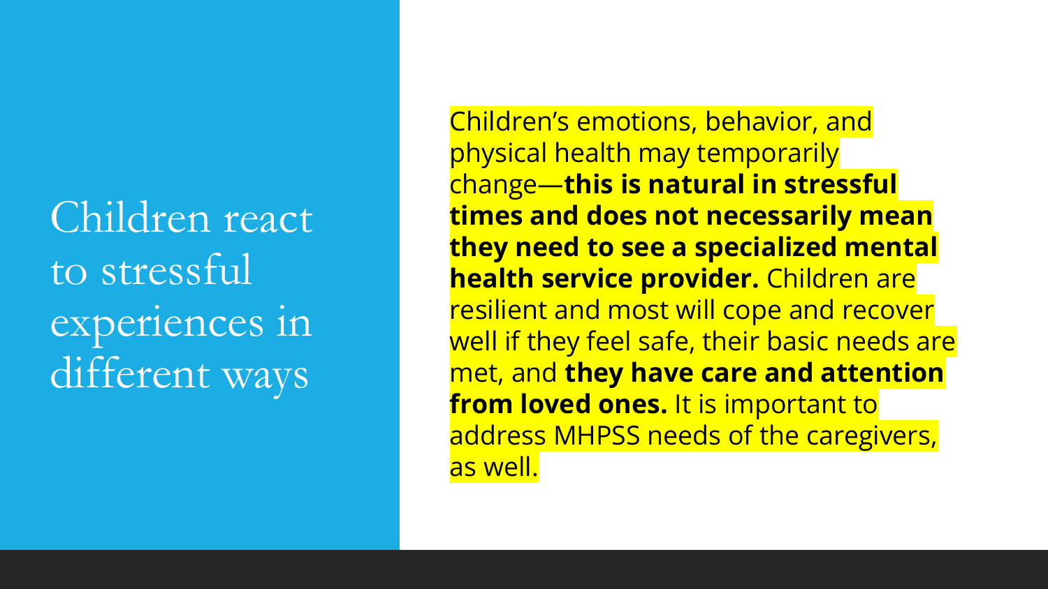# Children react to stressful experiences in different ways

Children's emotions, behavior, and physical health may temporarily change—**this is natural in stressful times and does not necessarily mean they need to see a specialized mental health service provider.** Children are resilient and most will cope and recover well if they feel safe, their basic needs are met, and **they have care and attention from loved ones.** It is important to address MHPSS needs of the caregivers, as well.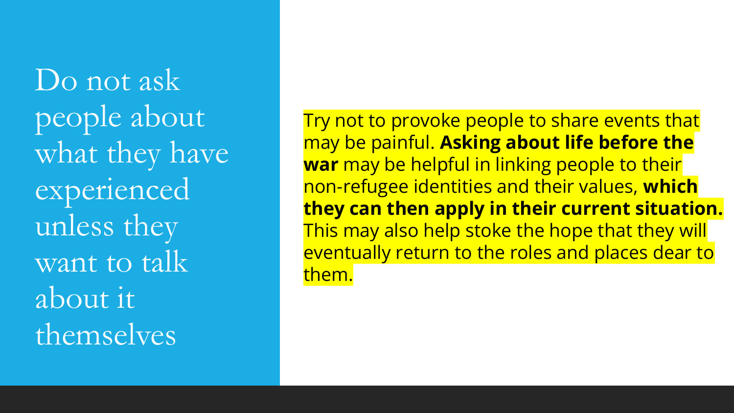# Do not ask people about what they have experienced unless they want to talk about it themselves

Try not to provoke people to share events that may be painful. **Asking about life before the war** may be helpful in linking people to their non-refugee identities and their values, **which they can then apply in their current situation.** This may also help stoke the hope that they will eventually return to the roles and places dear to them.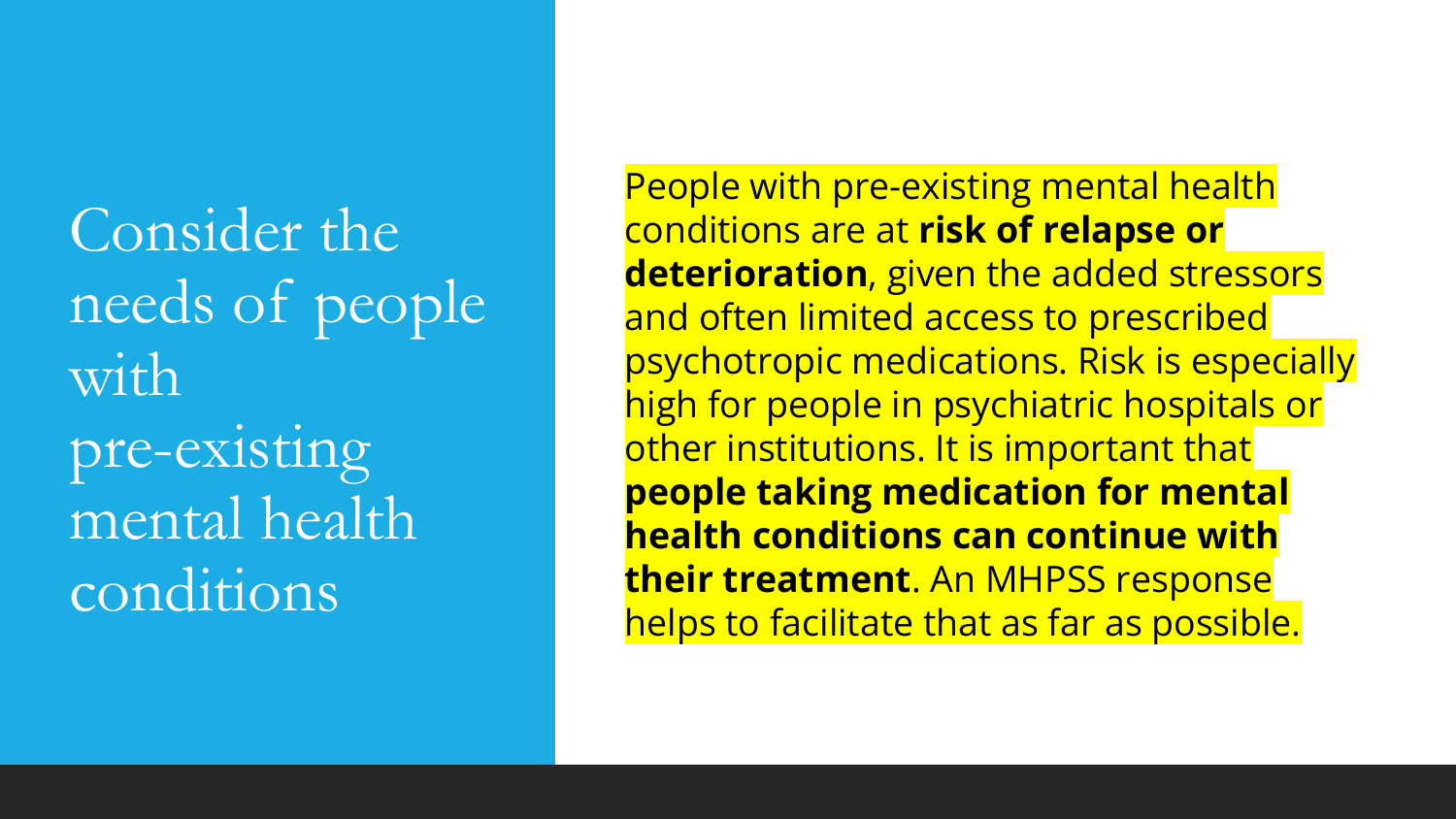# Consider the needs of people with pre-existing mental health conditions

People with pre-existing mental health conditions are at **risk of relapse or deterioration**, given the added stressors and often limited access to prescribed psychotropic medications. Risk is especially high for people in psychiatric hospitals or other institutions. It is important that **people taking medication for mental health conditions can continue with their treatment**. An MHPSS response helps to facilitate that as far as possible.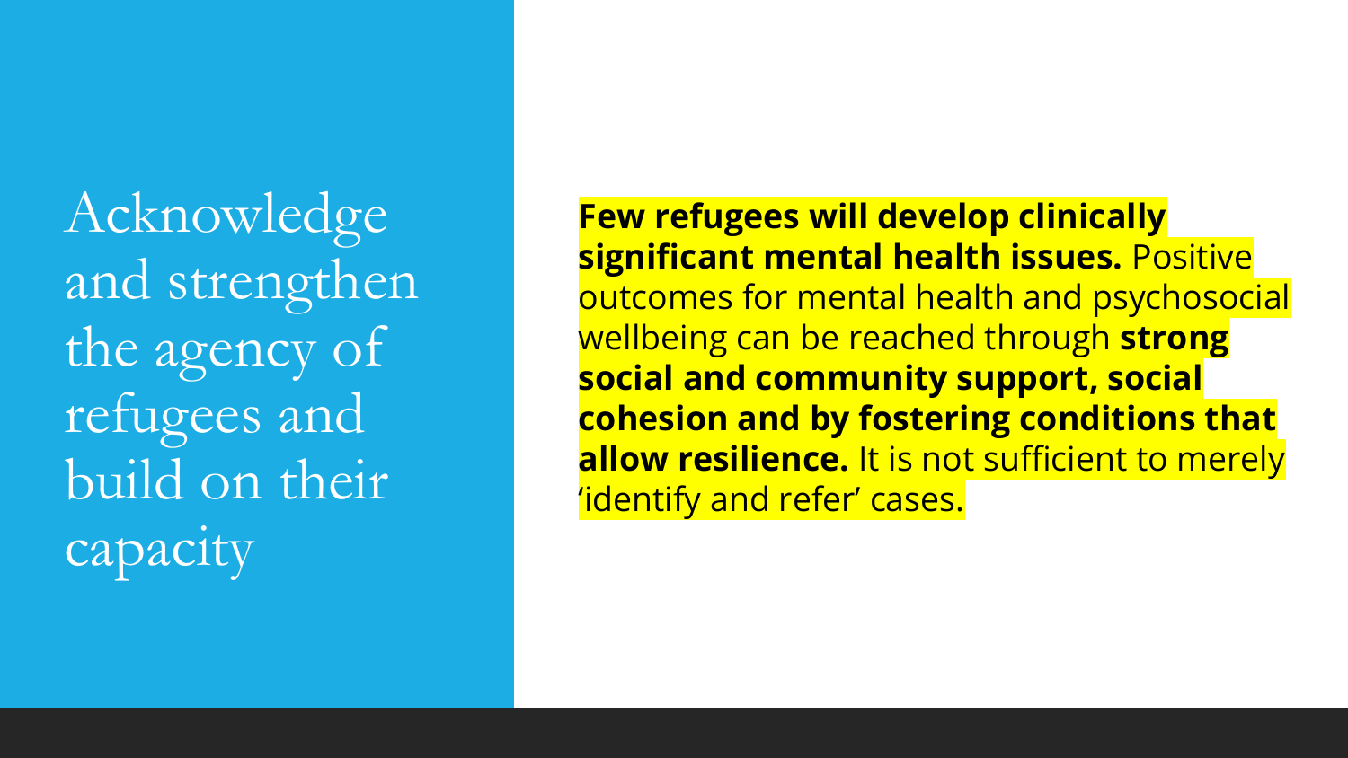# Acknowledge and strengthen the agency of refugees and build on their capacity

**Few refugees will develop clinically significant mental health issues.** Positive outcomes for mental health and psychosocial wellbeing can be reached through **strong social and community support, social cohesion and by fostering conditions that allow resilience.** It is not sufficient to merely 'identify and refer' cases.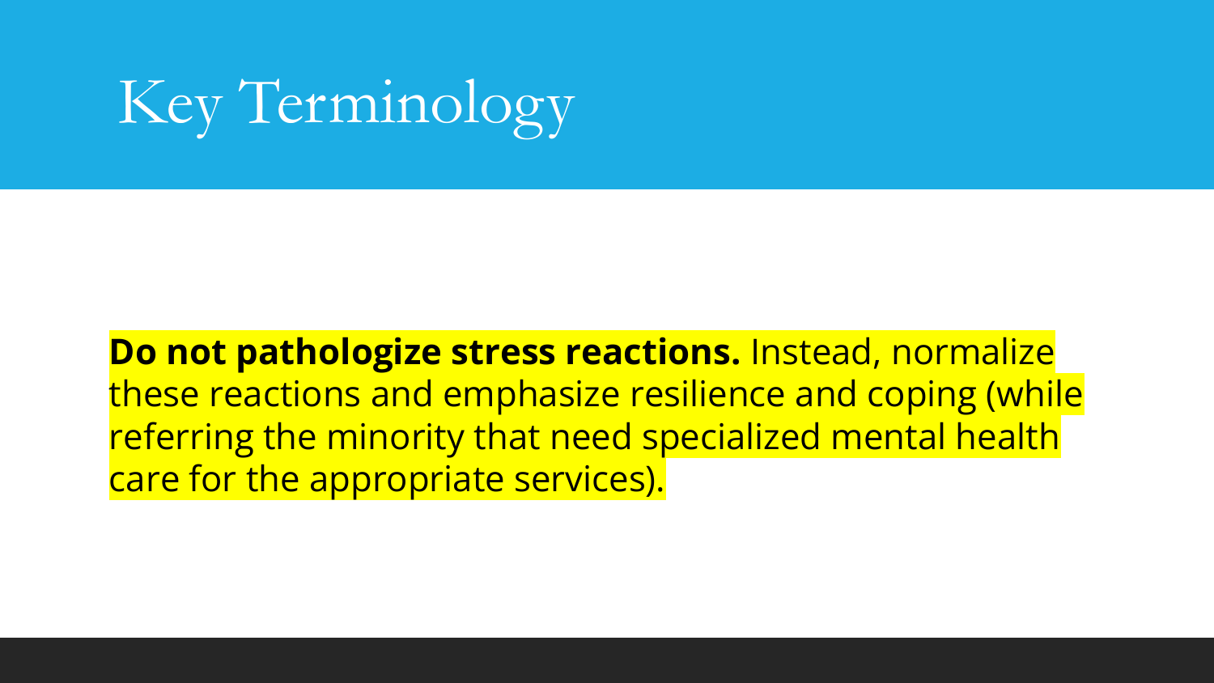# Key Terminology

**Do not pathologize stress reactions.** Instead, normalize these reactions and emphasize resilience and coping (while referring the minority that need specialized mental health care for the appropriate services).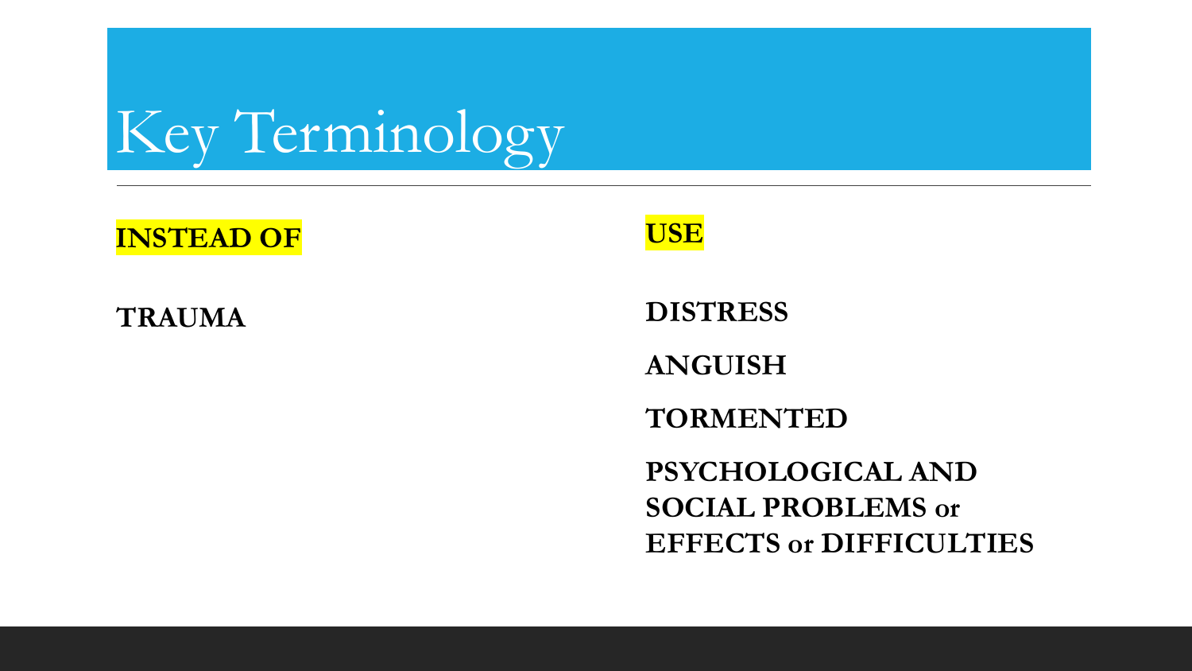# Key Terminology

| INSTEAD OF | USE |
|---|---|
| TRAUMA | DISTRESS |
| | ANGUISH |
| | TORMENTED |
| | PSYCHOLOGICAL AND SOCIAL PROBLEMS or EFFECTS or DIFFICULTIES |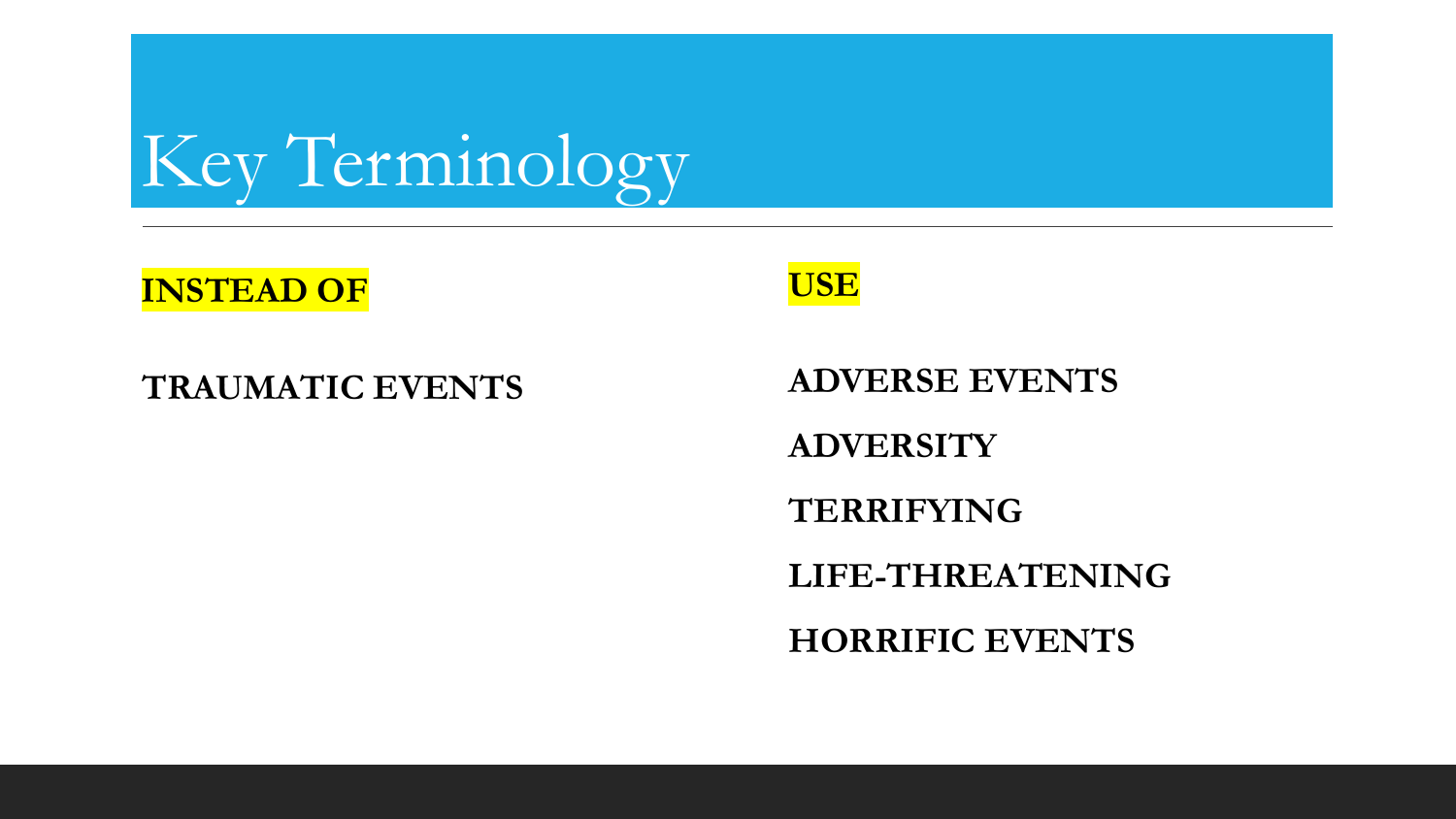# Key Terminology

| INSTEAD OF | USE |
| --- | --- |
| TRAUMATIC EVENTS | ADVERSE EVENTS |
| | ADVERSITY |
| | TERRIFYING |
| | LIFE-THREATENING |
| | HORRIFIC EVENTS |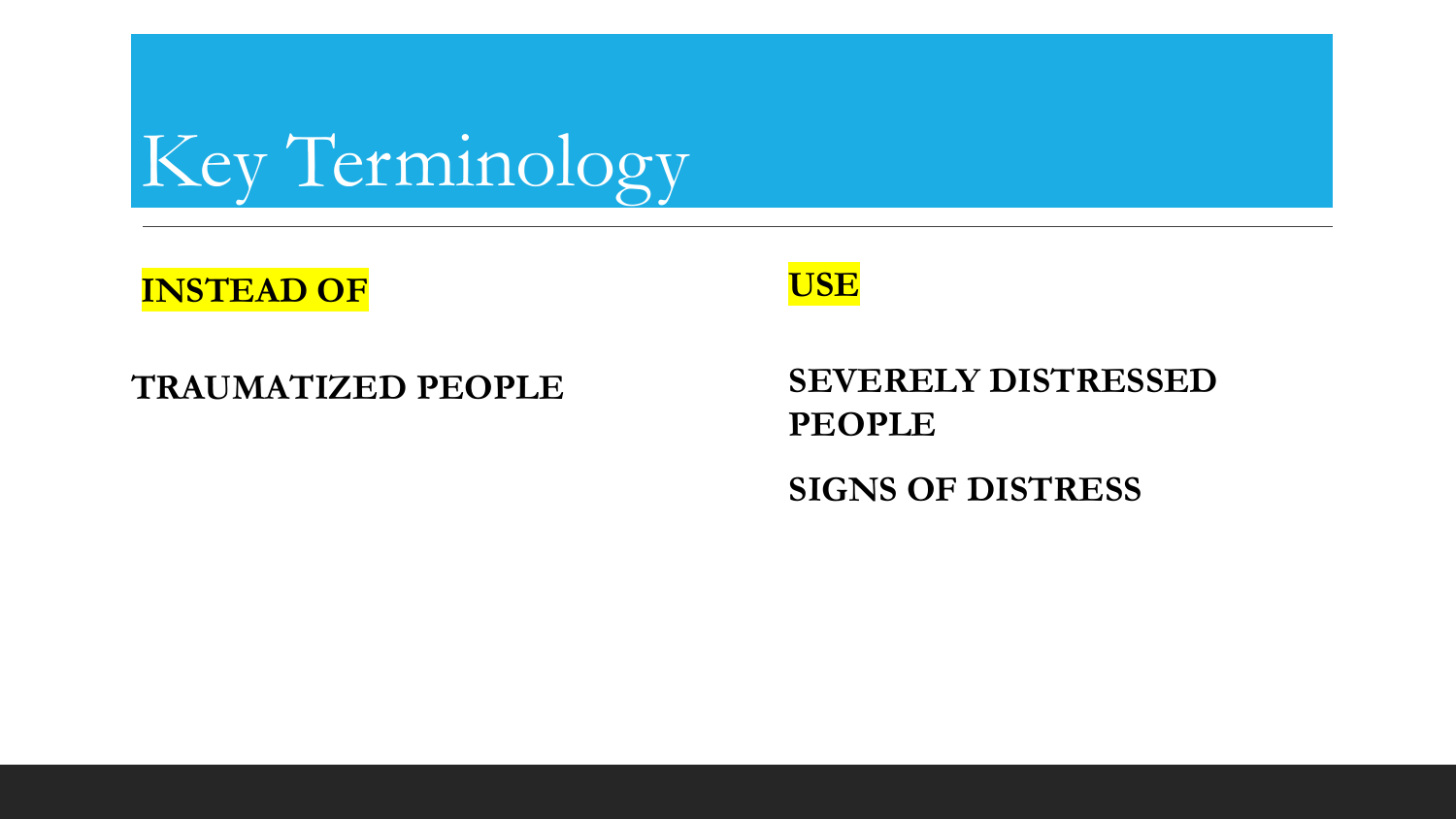# Key Terminology

| INSTEAD OF | USE |
| --- | --- |
| **TRAUMATIZED PEOPLE** | **SEVERELY DISTRESSED PEOPLE** |
| | **SIGNS OF DISTRESS** |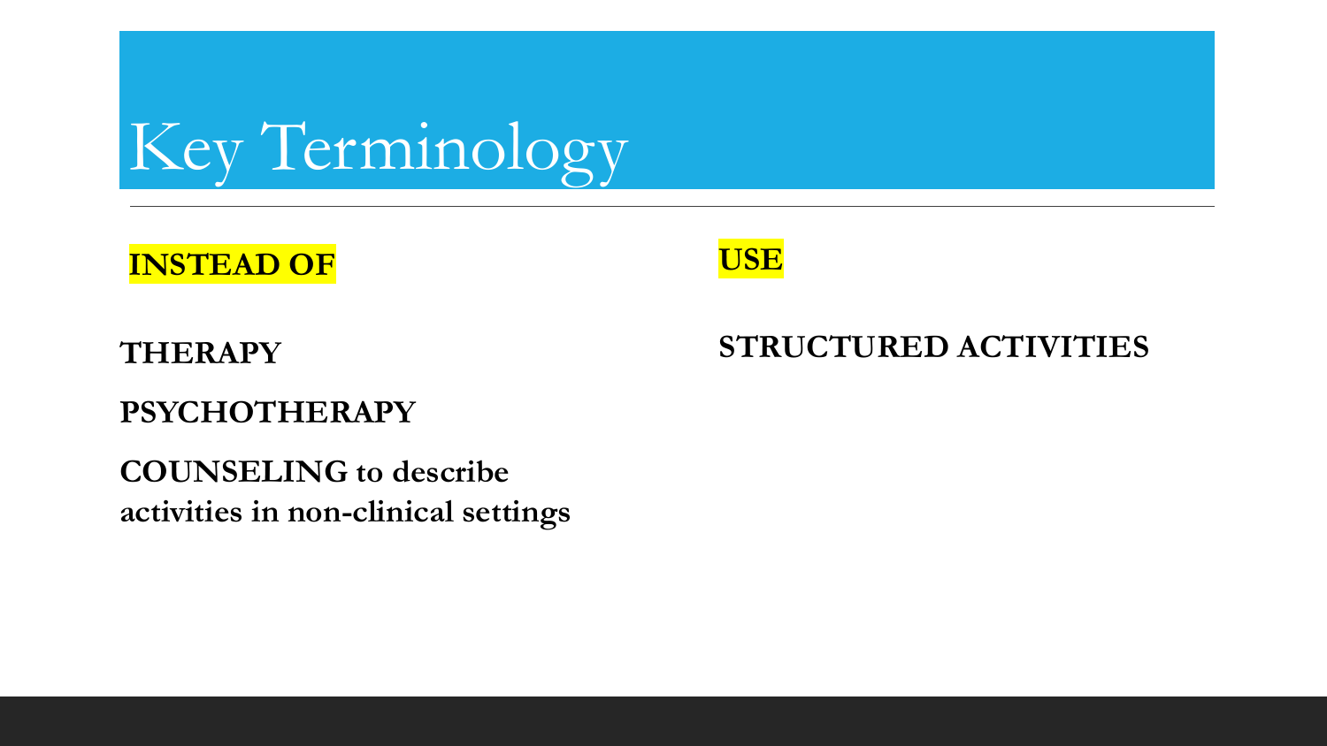# Key Terminology

| INSTEAD OF | USE |
| --- | --- |
| **THERAPY**<br>**PSYCHOTHERAPY**<br>**COUNSELING to describe activities in non-clinical settings** | **STRUCTURED ACTIVITIES** |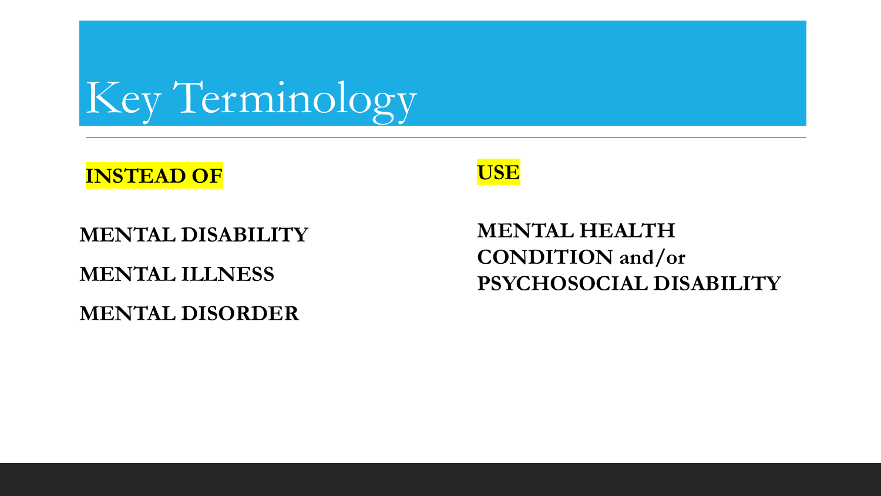# Key Terminology

| INSTEAD OF | USE |
| --- | --- |
| MENTAL DISABILITY<br>MENTAL ILLNESS<br>MENTAL DISORDER | MENTAL HEALTH CONDITION and/or PSYCHOSOCIAL DISABILITY |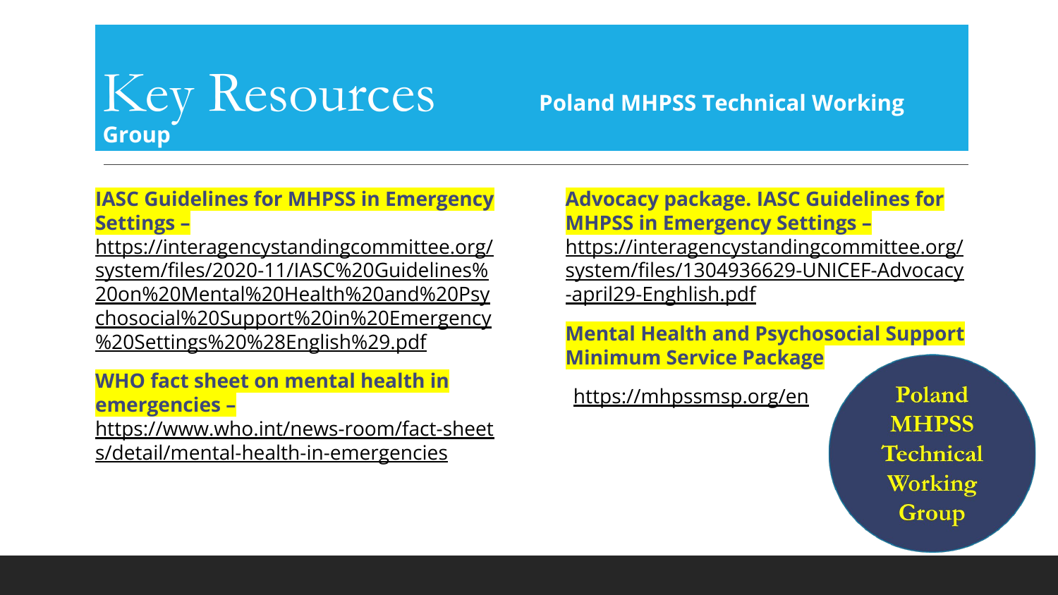# Key Resources

**Poland MHPSS Technical Working Group**

**IASC Guidelines for MHPSS in Emergency Settings –**
https://interagencystandingcommittee.org/system/files/2020-11/IASC%20Guidelines%20on%20Mental%20Health%20and%20Psychosocial%20Support%20in%20Emergency%20Settings%20%28English%29.pdf

**WHO fact sheet on mental health in emergencies –**
https://www.who.int/news-room/fact-sheets/detail/mental-health-in-emergencies

**Advocacy package. IASC Guidelines for MHPSS in Emergency Settings –**
https://interagencystandingcommittee.org/system/files/1304936629-UNICEF-Advocacy-april29-Enghlish.pdf

**Mental Health and Psychosocial Support Minimum Service Package**

https://mhpssmsp.org/en

Poland MHPSS Technical Working Group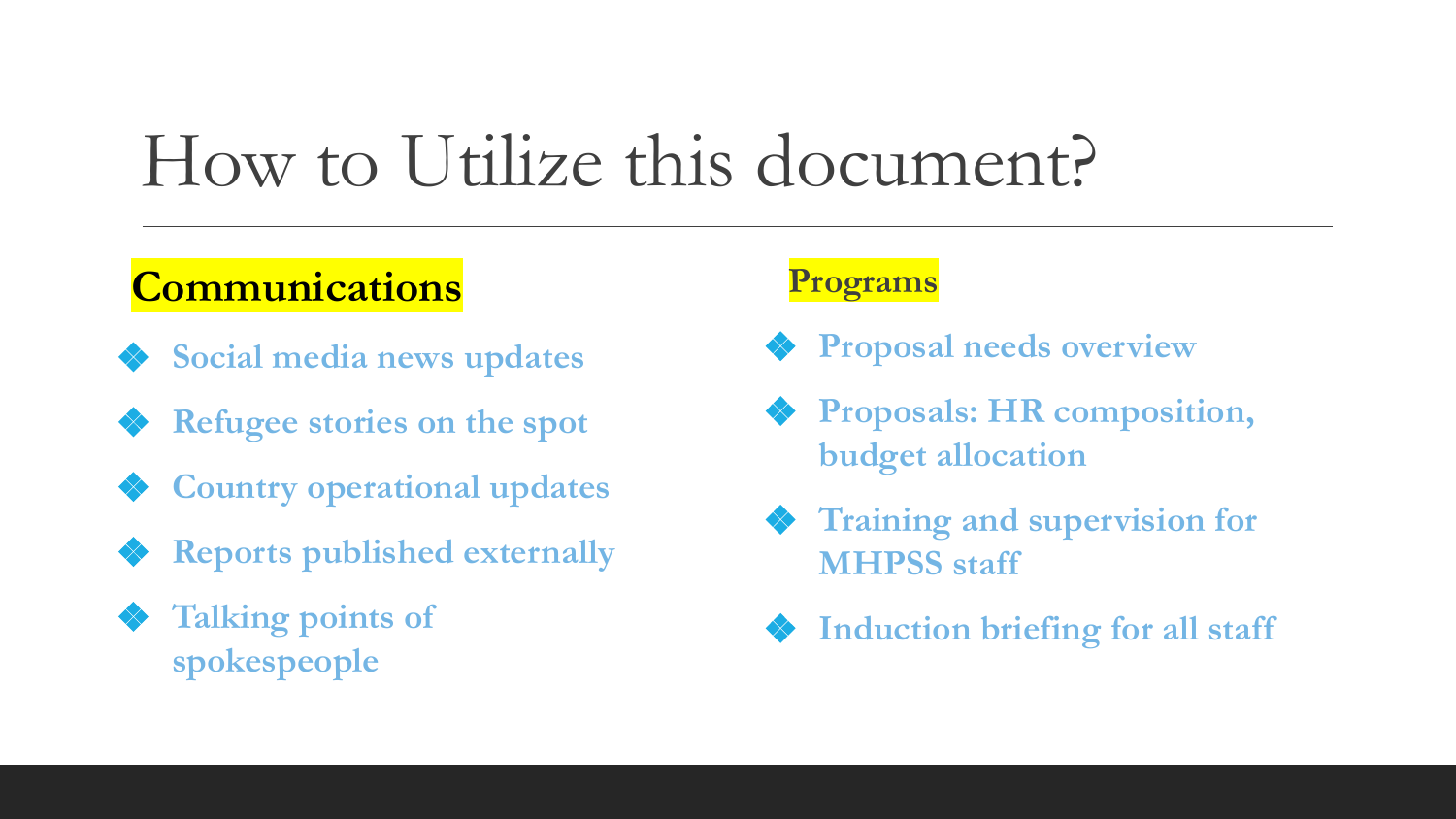# How to Utilize this document?

## Communications

- Social media news updates
- Refugee stories on the spot
- Country operational updates
- Reports published externally
- Talking points of spokespeople

## Programs

- Proposal needs overview
- Proposals: HR composition, budget allocation
- Training and supervision for MHPSS staff
- Induction briefing for all staff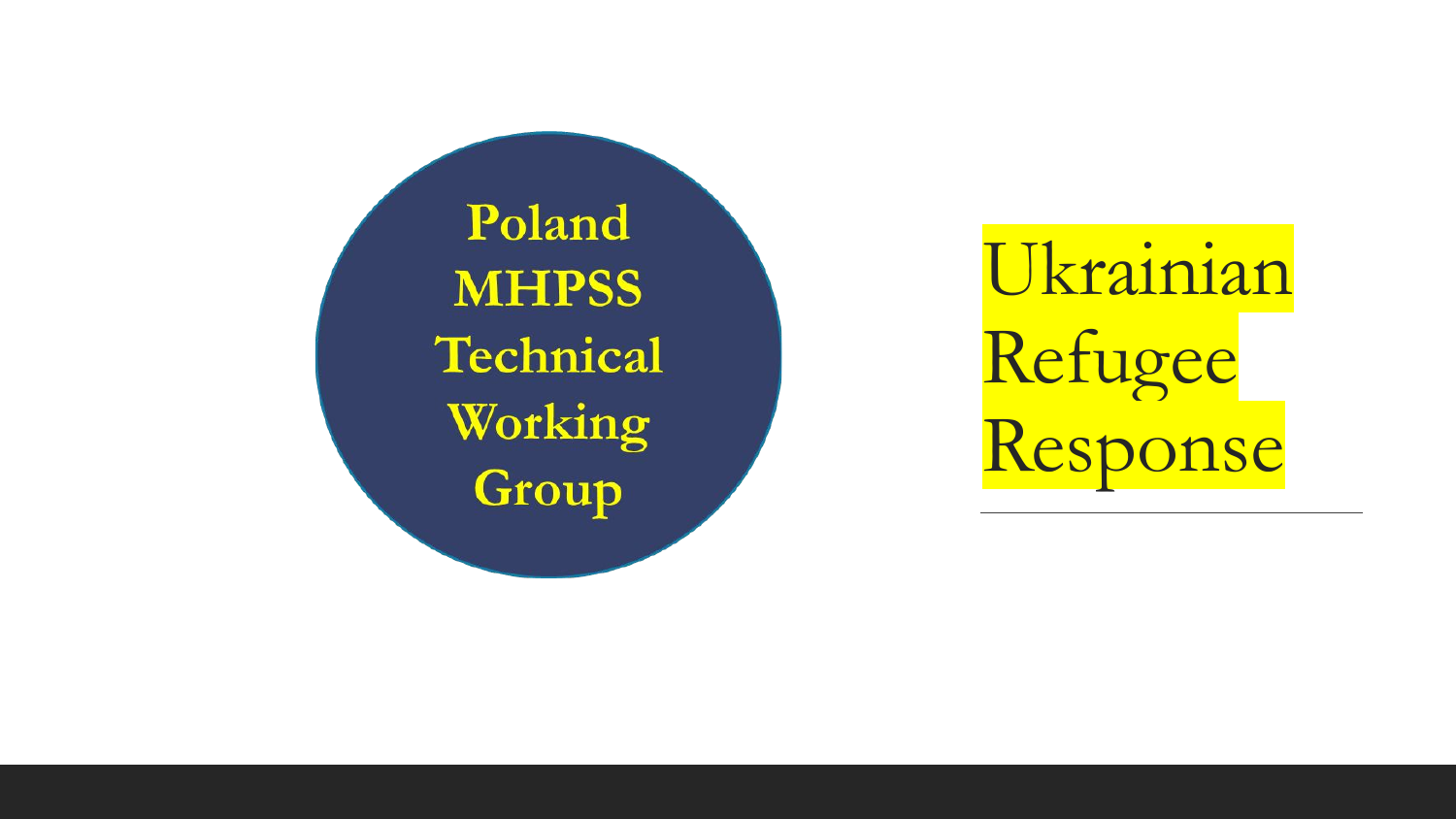**Poland MHPSS Technical Working Group**

# Ukrainian Refugee Response